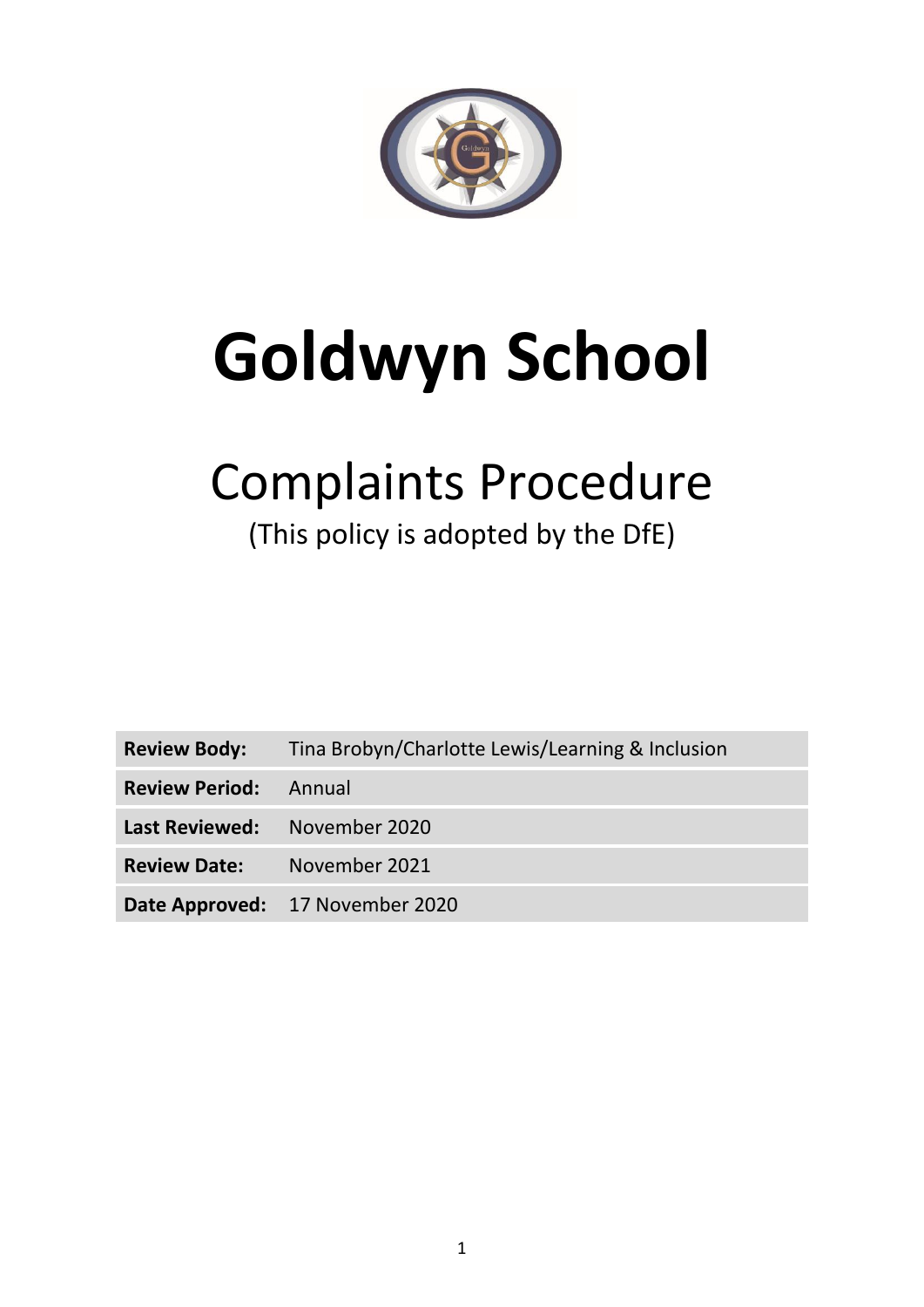# Goldwyn School

## Complaints Procedure

(This policy is adopted by the DfE)

| | |
|---|---|
| **Review Body:** | Tina Brobyn/Charlotte Lewis/Learning & Inclusion |
| **Review Period:** | Annual |
| **Last Reviewed:** | November 2020 |
| **Review Date:** | November 2021 |
| **Date Approved:** | 17 November 2020 |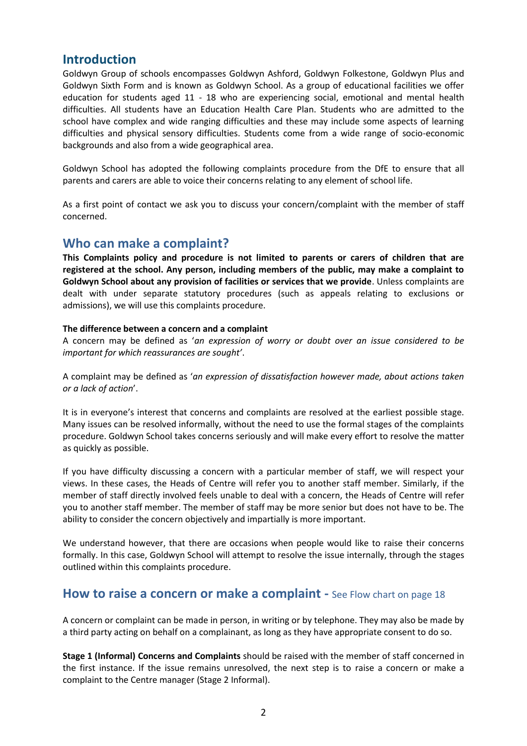## Introduction

Goldwyn Group of schools encompasses Goldwyn Ashford, Goldwyn Folkestone, Goldwyn Plus and Goldwyn Sixth Form and is known as Goldwyn School. As a group of educational facilities we offer education for students aged 11 - 18 who are experiencing social, emotional and mental health difficulties. All students have an Education Health Care Plan. Students who are admitted to the school have complex and wide ranging difficulties and these may include some aspects of learning difficulties and physical sensory difficulties. Students come from a wide range of socio-economic backgrounds and also from a wide geographical area.

Goldwyn School has adopted the following complaints procedure from the DfE to ensure that all parents and carers are able to voice their concerns relating to any element of school life.

As a first point of contact we ask you to discuss your concern/complaint with the member of staff concerned.

## Who can make a complaint?

**This Complaints policy and procedure is not limited to parents or carers of children that are registered at the school. Any person, including members of the public, may make a complaint to Goldwyn School about any provision of facilities or services that we provide**. Unless complaints are dealt with under separate statutory procedures (such as appeals relating to exclusions or admissions), we will use this complaints procedure.

**The difference between a concern and a complaint**

A concern may be defined as '*an expression of worry or doubt over an issue considered to be important for which reassurances are sought'*.

A complaint may be defined as '*an expression of dissatisfaction however made, about actions taken or a lack of action*'.

It is in everyone's interest that concerns and complaints are resolved at the earliest possible stage. Many issues can be resolved informally, without the need to use the formal stages of the complaints procedure. Goldwyn School takes concerns seriously and will make every effort to resolve the matter as quickly as possible.

If you have difficulty discussing a concern with a particular member of staff, we will respect your views. In these cases, the Heads of Centre will refer you to another staff member. Similarly, if the member of staff directly involved feels unable to deal with a concern, the Heads of Centre will refer you to another staff member. The member of staff may be more senior but does not have to be. The ability to consider the concern objectively and impartially is more important.

We understand however, that there are occasions when people would like to raise their concerns formally. In this case, Goldwyn School will attempt to resolve the issue internally, through the stages outlined within this complaints procedure.

## How to raise a concern or make a complaint - See Flow chart on page 18

A concern or complaint can be made in person, in writing or by telephone. They may also be made by a third party acting on behalf on a complainant, as long as they have appropriate consent to do so.

**Stage 1 (Informal) Concerns and Complaints** should be raised with the member of staff concerned in the first instance. If the issue remains unresolved, the next step is to raise a concern or make a complaint to the Centre manager (Stage 2 Informal).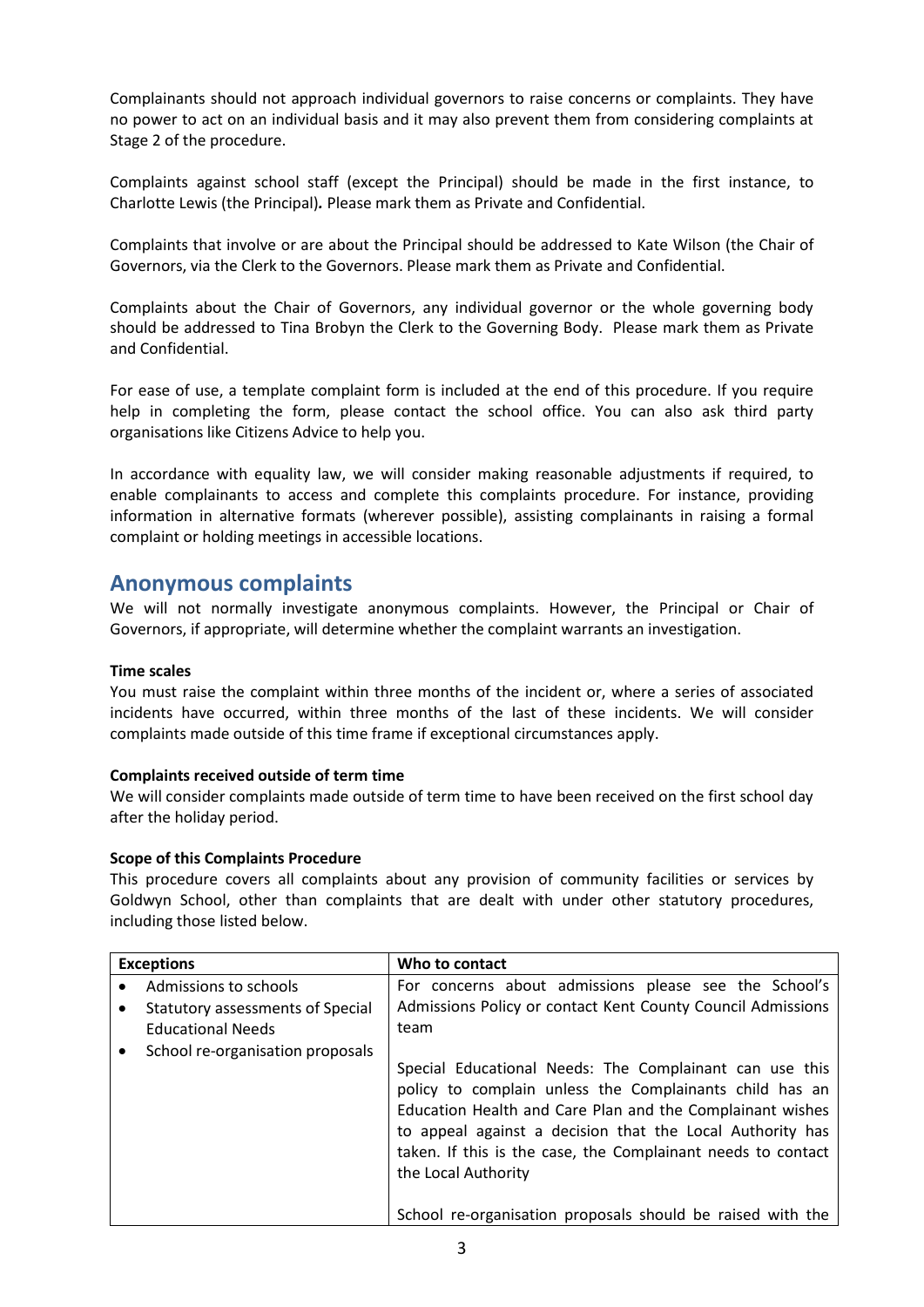Complainants should not approach individual governors to raise concerns or complaints. They have no power to act on an individual basis and it may also prevent them from considering complaints at Stage 2 of the procedure.

Complaints against school staff (except the Principal) should be made in the first instance, to Charlotte Lewis (the Principal)**.** Please mark them as Private and Confidential.

Complaints that involve or are about the Principal should be addressed to Kate Wilson (the Chair of Governors, via the Clerk to the Governors. Please mark them as Private and Confidential.

Complaints about the Chair of Governors, any individual governor or the whole governing body should be addressed to Tina Brobyn the Clerk to the Governing Body. Please mark them as Private and Confidential.

For ease of use, a template complaint form is included at the end of this procedure. If you require help in completing the form, please contact the school office. You can also ask third party organisations like Citizens Advice to help you.

In accordance with equality law, we will consider making reasonable adjustments if required, to enable complainants to access and complete this complaints procedure. For instance, providing information in alternative formats (wherever possible), assisting complainants in raising a formal complaint or holding meetings in accessible locations.

## Anonymous complaints

We will not normally investigate anonymous complaints. However, the Principal or Chair of Governors, if appropriate, will determine whether the complaint warrants an investigation.

**Time scales**

You must raise the complaint within three months of the incident or, where a series of associated incidents have occurred, within three months of the last of these incidents. We will consider complaints made outside of this time frame if exceptional circumstances apply.

**Complaints received outside of term time**

We will consider complaints made outside of term time to have been received on the first school day after the holiday period.

**Scope of this Complaints Procedure**

This procedure covers all complaints about any provision of community facilities or services by Goldwyn School, other than complaints that are dealt with under other statutory procedures, including those listed below.

| Exceptions | Who to contact |
|---|---|
| • Admissions to schools<br>• Statutory assessments of Special Educational Needs<br>• School re-organisation proposals | For concerns about admissions please see the School's Admissions Policy or contact Kent County Council Admissions team<br><br>Special Educational Needs: The Complainant can use this policy to complain unless the Complainants child has an Education Health and Care Plan and the Complainant wishes to appeal against a decision that the Local Authority has taken. If this is the case, the Complainant needs to contact the Local Authority<br><br>School re-organisation proposals should be raised with the |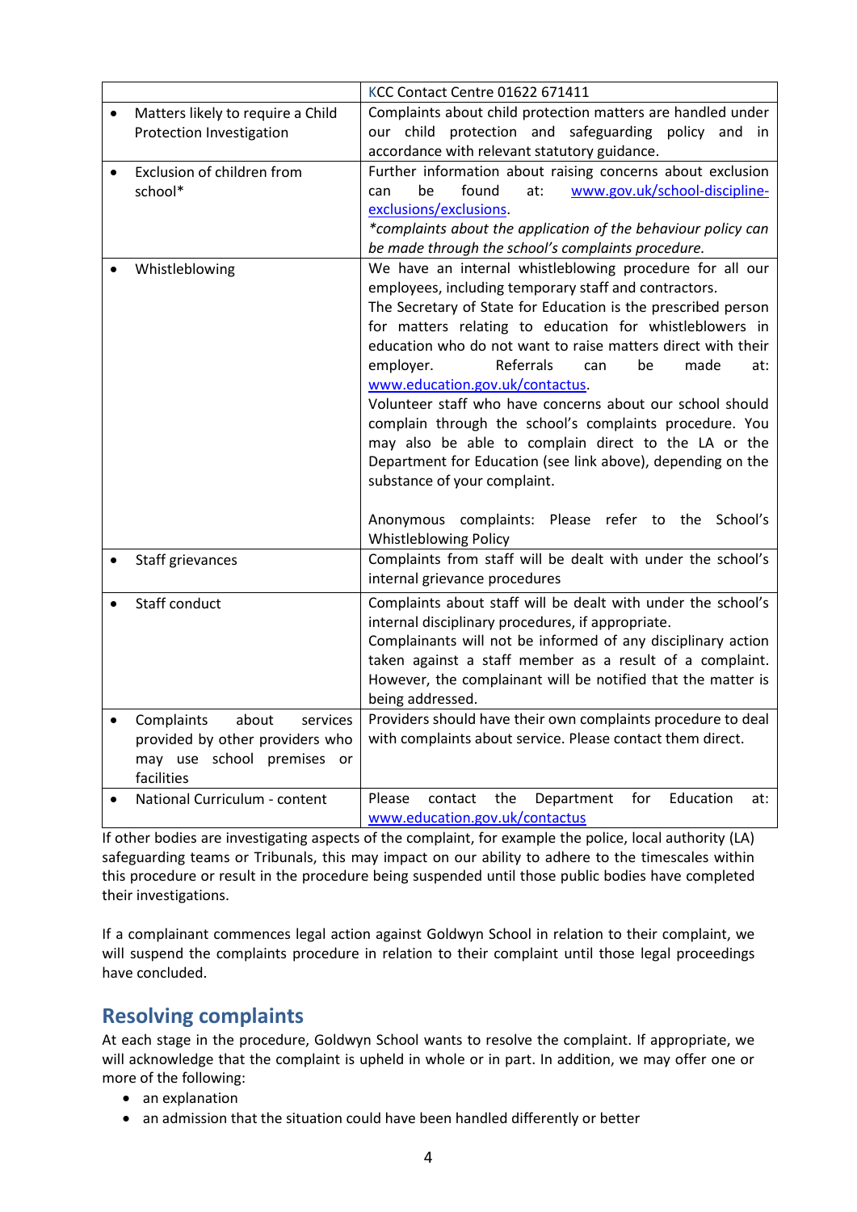| | |
|---|---|
| | KCC Contact Centre 01622 671411 |
| • Matters likely to require a Child Protection Investigation | Complaints about child protection matters are handled under our child protection and safeguarding policy and in accordance with relevant statutory guidance. |
| • Exclusion of children from school* | Further information about raising concerns about exclusion can be found at: www.gov.uk/school-discipline-exclusions/exclusions. *complaints about the application of the behaviour policy can be made through the school's complaints procedure.* |
| • Whistleblowing | We have an internal whistleblowing procedure for all our employees, including temporary staff and contractors. The Secretary of State for Education is the prescribed person for matters relating to education for whistleblowers in education who do not want to raise matters direct with their employer. Referrals can be made at: www.education.gov.uk/contactus. Volunteer staff who have concerns about our school should complain through the school's complaints procedure. You may also be able to complain direct to the LA or the Department for Education (see link above), depending on the substance of your complaint. <br><br> Anonymous complaints: Please refer to the School's Whistleblowing Policy |
| • Staff grievances | Complaints from staff will be dealt with under the school's internal grievance procedures |
| • Staff conduct | Complaints about staff will be dealt with under the school's internal disciplinary procedures, if appropriate. Complainants will not be informed of any disciplinary action taken against a staff member as a result of a complaint. However, the complainant will be notified that the matter is being addressed. |
| • Complaints about services provided by other providers who may use school premises or facilities | Providers should have their own complaints procedure to deal with complaints about service. Please contact them direct. |
| • National Curriculum - content | Please contact the Department for Education at: www.education.gov.uk/contactus |

If other bodies are investigating aspects of the complaint, for example the police, local authority (LA) safeguarding teams or Tribunals, this may impact on our ability to adhere to the timescales within this procedure or result in the procedure being suspended until those public bodies have completed their investigations.

If a complainant commences legal action against Goldwyn School in relation to their complaint, we will suspend the complaints procedure in relation to their complaint until those legal proceedings have concluded.

## Resolving complaints

At each stage in the procedure, Goldwyn School wants to resolve the complaint. If appropriate, we will acknowledge that the complaint is upheld in whole or in part. In addition, we may offer one or more of the following:

- an explanation
- an admission that the situation could have been handled differently or better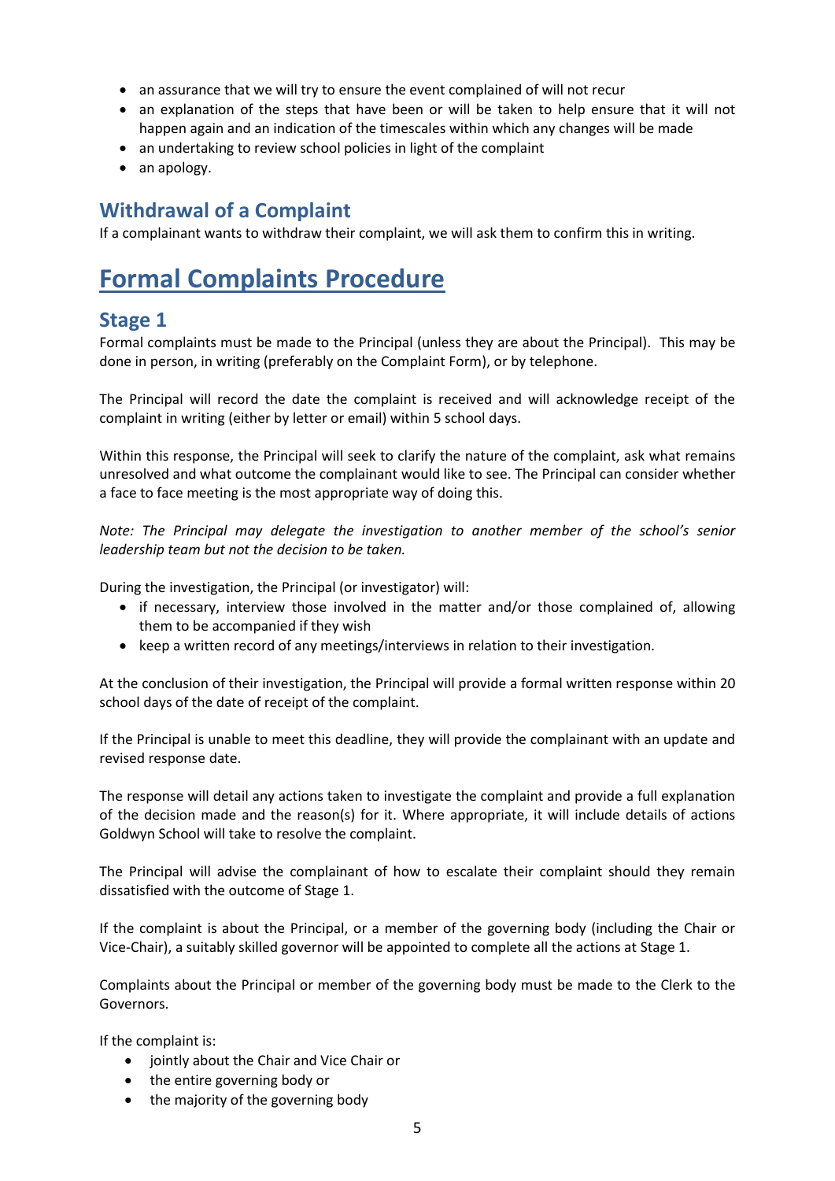- an assurance that we will try to ensure the event complained of will not recur
- an explanation of the steps that have been or will be taken to help ensure that it will not happen again and an indication of the timescales within which any changes will be made
- an undertaking to review school policies in light of the complaint
- an apology.

## Withdrawal of a Complaint

If a complainant wants to withdraw their complaint, we will ask them to confirm this in writing.

# Formal Complaints Procedure

## Stage 1

Formal complaints must be made to the Principal (unless they are about the Principal). This may be done in person, in writing (preferably on the Complaint Form), or by telephone.

The Principal will record the date the complaint is received and will acknowledge receipt of the complaint in writing (either by letter or email) within 5 school days.

Within this response, the Principal will seek to clarify the nature of the complaint, ask what remains unresolved and what outcome the complainant would like to see. The Principal can consider whether a face to face meeting is the most appropriate way of doing this.

*Note: The Principal may delegate the investigation to another member of the school's senior leadership team but not the decision to be taken.*

During the investigation, the Principal (or investigator) will:

- if necessary, interview those involved in the matter and/or those complained of, allowing them to be accompanied if they wish
- keep a written record of any meetings/interviews in relation to their investigation.

At the conclusion of their investigation, the Principal will provide a formal written response within 20 school days of the date of receipt of the complaint.

If the Principal is unable to meet this deadline, they will provide the complainant with an update and revised response date.

The response will detail any actions taken to investigate the complaint and provide a full explanation of the decision made and the reason(s) for it. Where appropriate, it will include details of actions Goldwyn School will take to resolve the complaint.

The Principal will advise the complainant of how to escalate their complaint should they remain dissatisfied with the outcome of Stage 1.

If the complaint is about the Principal, or a member of the governing body (including the Chair or Vice-Chair), a suitably skilled governor will be appointed to complete all the actions at Stage 1.

Complaints about the Principal or member of the governing body must be made to the Clerk to the Governors.

If the complaint is:

- jointly about the Chair and Vice Chair or
- the entire governing body or
- the majority of the governing body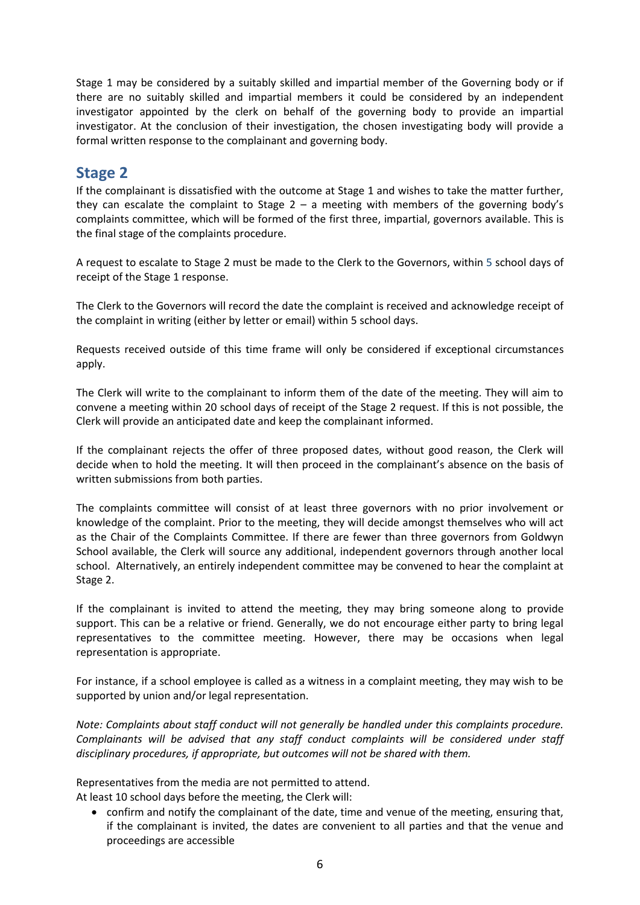Stage 1 may be considered by a suitably skilled and impartial member of the Governing body or if there are no suitably skilled and impartial members it could be considered by an independent investigator appointed by the clerk on behalf of the governing body to provide an impartial investigator. At the conclusion of their investigation, the chosen investigating body will provide a formal written response to the complainant and governing body.

## Stage 2

If the complainant is dissatisfied with the outcome at Stage 1 and wishes to take the matter further, they can escalate the complaint to Stage 2 – a meeting with members of the governing body's complaints committee, which will be formed of the first three, impartial, governors available. This is the final stage of the complaints procedure.

A request to escalate to Stage 2 must be made to the Clerk to the Governors, within 5 school days of receipt of the Stage 1 response.

The Clerk to the Governors will record the date the complaint is received and acknowledge receipt of the complaint in writing (either by letter or email) within 5 school days.

Requests received outside of this time frame will only be considered if exceptional circumstances apply.

The Clerk will write to the complainant to inform them of the date of the meeting. They will aim to convene a meeting within 20 school days of receipt of the Stage 2 request. If this is not possible, the Clerk will provide an anticipated date and keep the complainant informed.

If the complainant rejects the offer of three proposed dates, without good reason, the Clerk will decide when to hold the meeting. It will then proceed in the complainant's absence on the basis of written submissions from both parties.

The complaints committee will consist of at least three governors with no prior involvement or knowledge of the complaint. Prior to the meeting, they will decide amongst themselves who will act as the Chair of the Complaints Committee. If there are fewer than three governors from Goldwyn School available, the Clerk will source any additional, independent governors through another local school. Alternatively, an entirely independent committee may be convened to hear the complaint at Stage 2.

If the complainant is invited to attend the meeting, they may bring someone along to provide support. This can be a relative or friend. Generally, we do not encourage either party to bring legal representatives to the committee meeting. However, there may be occasions when legal representation is appropriate.

For instance, if a school employee is called as a witness in a complaint meeting, they may wish to be supported by union and/or legal representation.

*Note: Complaints about staff conduct will not generally be handled under this complaints procedure. Complainants will be advised that any staff conduct complaints will be considered under staff disciplinary procedures, if appropriate, but outcomes will not be shared with them.*

Representatives from the media are not permitted to attend.
At least 10 school days before the meeting, the Clerk will:

- confirm and notify the complainant of the date, time and venue of the meeting, ensuring that, if the complainant is invited, the dates are convenient to all parties and that the venue and proceedings are accessible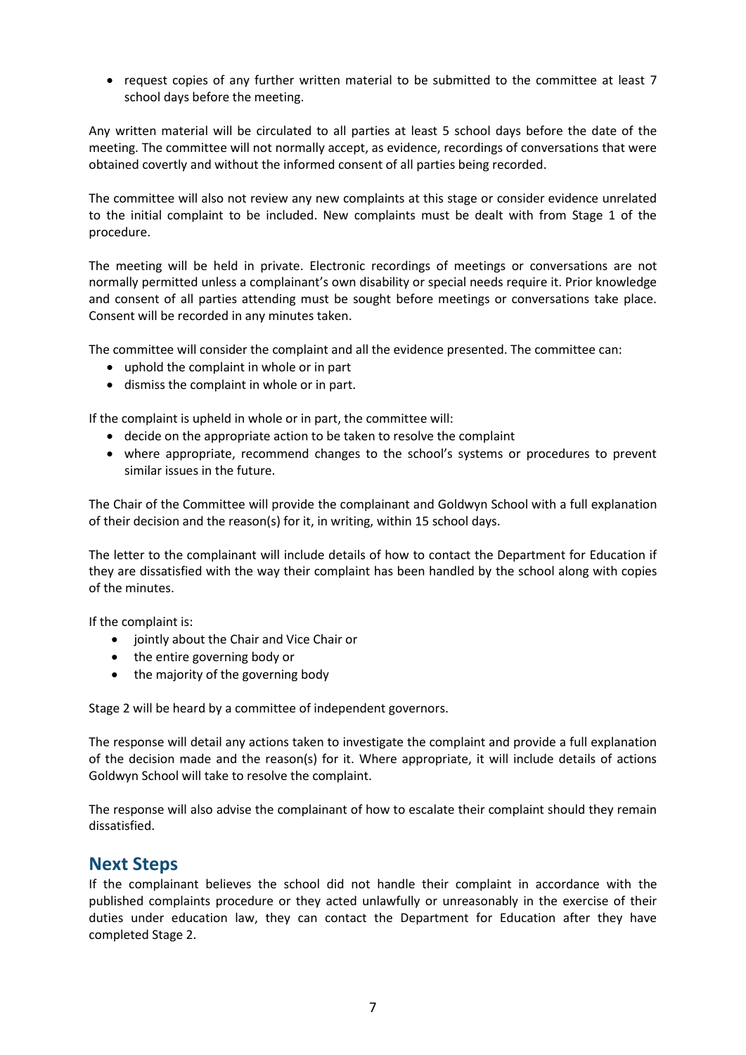- request copies of any further written material to be submitted to the committee at least 7 school days before the meeting.

Any written material will be circulated to all parties at least 5 school days before the date of the meeting. The committee will not normally accept, as evidence, recordings of conversations that were obtained covertly and without the informed consent of all parties being recorded.

The committee will also not review any new complaints at this stage or consider evidence unrelated to the initial complaint to be included. New complaints must be dealt with from Stage 1 of the procedure.

The meeting will be held in private. Electronic recordings of meetings or conversations are not normally permitted unless a complainant's own disability or special needs require it. Prior knowledge and consent of all parties attending must be sought before meetings or conversations take place. Consent will be recorded in any minutes taken.

The committee will consider the complaint and all the evidence presented. The committee can:

- uphold the complaint in whole or in part
- dismiss the complaint in whole or in part.

If the complaint is upheld in whole or in part, the committee will:

- decide on the appropriate action to be taken to resolve the complaint
- where appropriate, recommend changes to the school's systems or procedures to prevent similar issues in the future.

The Chair of the Committee will provide the complainant and Goldwyn School with a full explanation of their decision and the reason(s) for it, in writing, within 15 school days.

The letter to the complainant will include details of how to contact the Department for Education if they are dissatisfied with the way their complaint has been handled by the school along with copies of the minutes.

If the complaint is:

- jointly about the Chair and Vice Chair or
- the entire governing body or
- the majority of the governing body

Stage 2 will be heard by a committee of independent governors.

The response will detail any actions taken to investigate the complaint and provide a full explanation of the decision made and the reason(s) for it. Where appropriate, it will include details of actions Goldwyn School will take to resolve the complaint.

The response will also advise the complainant of how to escalate their complaint should they remain dissatisfied.

## Next Steps

If the complainant believes the school did not handle their complaint in accordance with the published complaints procedure or they acted unlawfully or unreasonably in the exercise of their duties under education law, they can contact the Department for Education after they have completed Stage 2.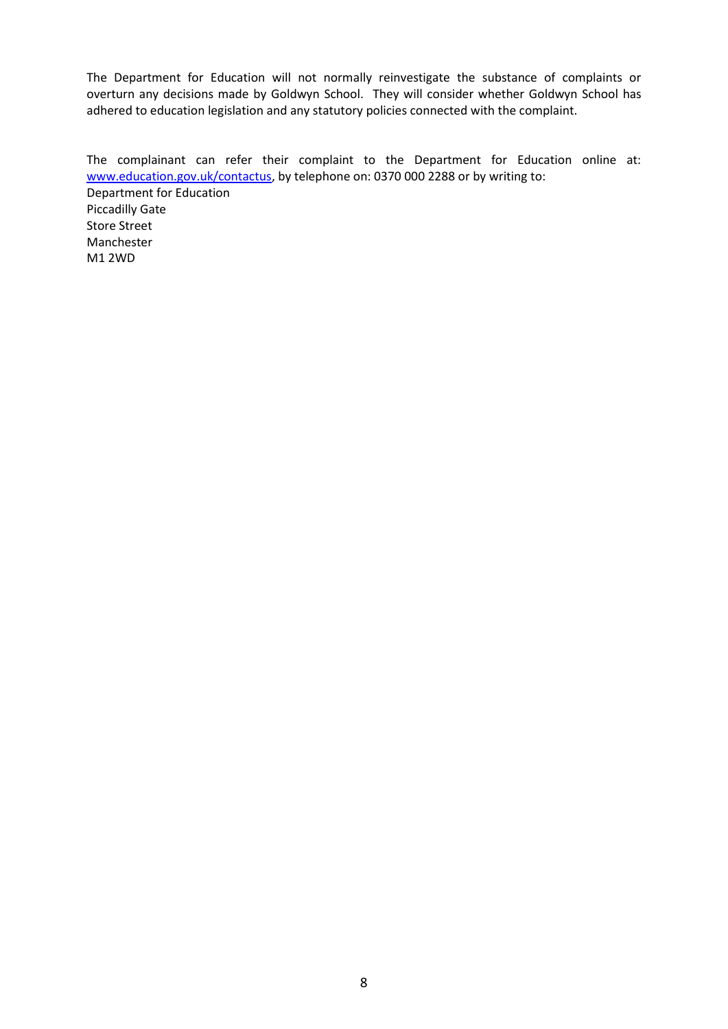The Department for Education will not normally reinvestigate the substance of complaints or overturn any decisions made by Goldwyn School. They will consider whether Goldwyn School has adhered to education legislation and any statutory policies connected with the complaint.

The complainant can refer their complaint to the Department for Education online at: [www.education.gov.uk/contactus](http://www.education.gov.uk/contactus), by telephone on: 0370 000 2288 or by writing to:

Department for Education  
Piccadilly Gate  
Store Street  
Manchester  
M1 2WD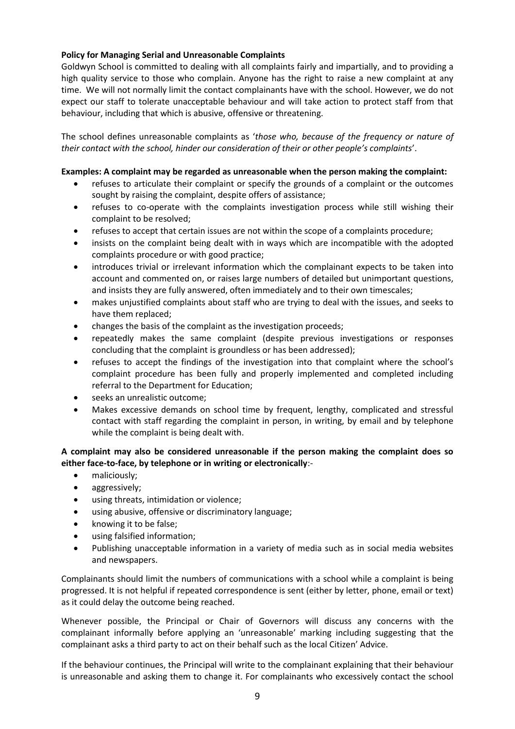**Policy for Managing Serial and Unreasonable Complaints**

Goldwyn School is committed to dealing with all complaints fairly and impartially, and to providing a high quality service to those who complain. Anyone has the right to raise a new complaint at any time. We will not normally limit the contact complainants have with the school. However, we do not expect our staff to tolerate unacceptable behaviour and will take action to protect staff from that behaviour, including that which is abusive, offensive or threatening.

The school defines unreasonable complaints as '*those who, because of the frequency or nature of their contact with the school, hinder our consideration of their or other people's complaints*'.

**Examples: A complaint may be regarded as unreasonable when the person making the complaint:**

- refuses to articulate their complaint or specify the grounds of a complaint or the outcomes sought by raising the complaint, despite offers of assistance;
- refuses to co-operate with the complaints investigation process while still wishing their complaint to be resolved;
- refuses to accept that certain issues are not within the scope of a complaints procedure;
- insists on the complaint being dealt with in ways which are incompatible with the adopted complaints procedure or with good practice;
- introduces trivial or irrelevant information which the complainant expects to be taken into account and commented on, or raises large numbers of detailed but unimportant questions, and insists they are fully answered, often immediately and to their own timescales;
- makes unjustified complaints about staff who are trying to deal with the issues, and seeks to have them replaced;
- changes the basis of the complaint as the investigation proceeds;
- repeatedly makes the same complaint (despite previous investigations or responses concluding that the complaint is groundless or has been addressed);
- refuses to accept the findings of the investigation into that complaint where the school's complaint procedure has been fully and properly implemented and completed including referral to the Department for Education;
- seeks an unrealistic outcome;
- Makes excessive demands on school time by frequent, lengthy, complicated and stressful contact with staff regarding the complaint in person, in writing, by email and by telephone while the complaint is being dealt with.

**A complaint may also be considered unreasonable if the person making the complaint does so either face-to-face, by telephone or in writing or electronically**:-

- maliciously;
- aggressively;
- using threats, intimidation or violence;
- using abusive, offensive or discriminatory language;
- knowing it to be false;
- using falsified information;
- Publishing unacceptable information in a variety of media such as in social media websites and newspapers.

Complainants should limit the numbers of communications with a school while a complaint is being progressed. It is not helpful if repeated correspondence is sent (either by letter, phone, email or text) as it could delay the outcome being reached.

Whenever possible, the Principal or Chair of Governors will discuss any concerns with the complainant informally before applying an 'unreasonable' marking including suggesting that the complainant asks a third party to act on their behalf such as the local Citizen' Advice.

If the behaviour continues, the Principal will write to the complainant explaining that their behaviour is unreasonable and asking them to change it. For complainants who excessively contact the school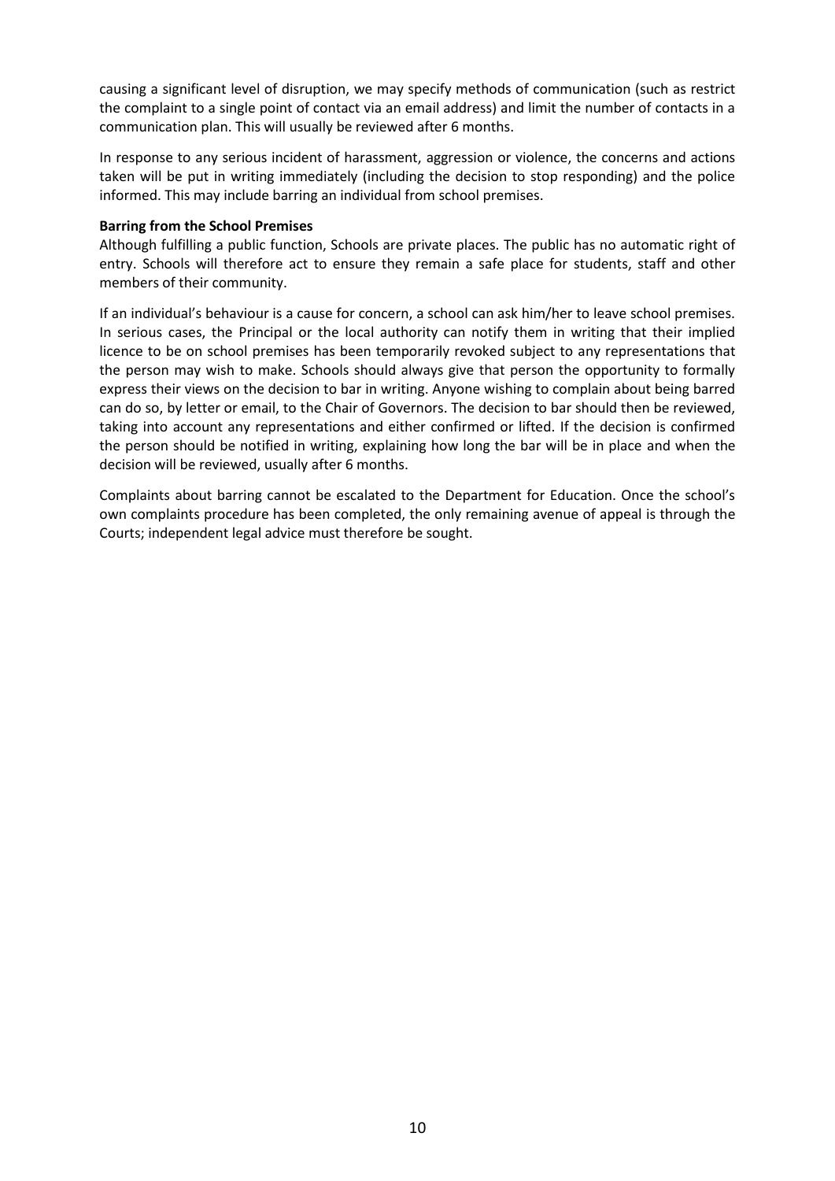causing a significant level of disruption, we may specify methods of communication (such as restrict the complaint to a single point of contact via an email address) and limit the number of contacts in a communication plan. This will usually be reviewed after 6 months.

In response to any serious incident of harassment, aggression or violence, the concerns and actions taken will be put in writing immediately (including the decision to stop responding) and the police informed. This may include barring an individual from school premises.

**Barring from the School Premises**

Although fulfilling a public function, Schools are private places. The public has no automatic right of entry. Schools will therefore act to ensure they remain a safe place for students, staff and other members of their community.

If an individual's behaviour is a cause for concern, a school can ask him/her to leave school premises. In serious cases, the Principal or the local authority can notify them in writing that their implied licence to be on school premises has been temporarily revoked subject to any representations that the person may wish to make. Schools should always give that person the opportunity to formally express their views on the decision to bar in writing. Anyone wishing to complain about being barred can do so, by letter or email, to the Chair of Governors. The decision to bar should then be reviewed, taking into account any representations and either confirmed or lifted. If the decision is confirmed the person should be notified in writing, explaining how long the bar will be in place and when the decision will be reviewed, usually after 6 months.

Complaints about barring cannot be escalated to the Department for Education. Once the school's own complaints procedure has been completed, the only remaining avenue of appeal is through the Courts; independent legal advice must therefore be sought.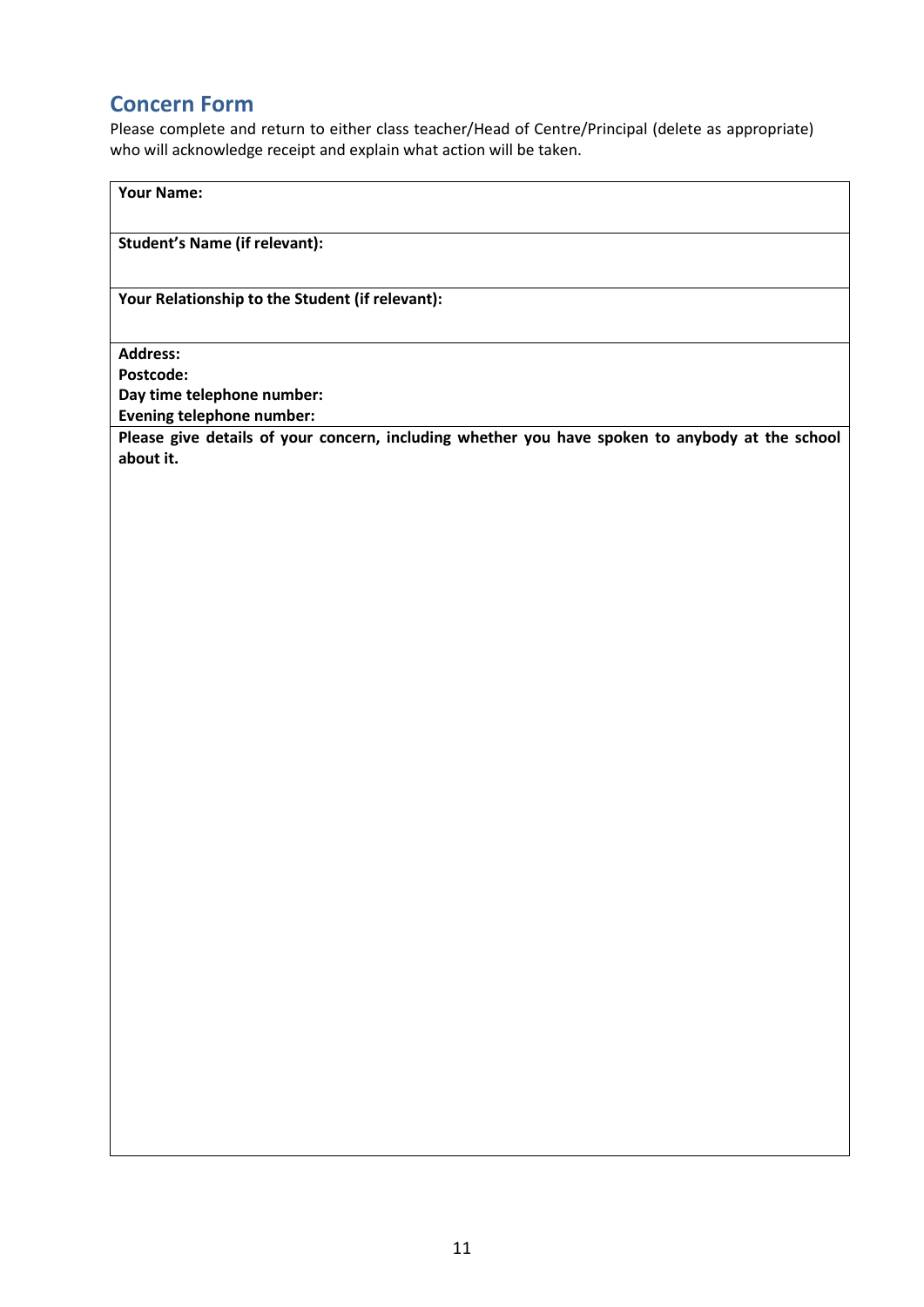## Concern Form

Please complete and return to either class teacher/Head of Centre/Principal (delete as appropriate) who will acknowledge receipt and explain what action will be taken.

| **Your Name:** |
|---|
| **Student's Name (if relevant):** |
| **Your Relationship to the Student (if relevant):** |
| **Address:**<br>**Postcode:**<br>**Day time telephone number:**<br>**Evening telephone number:** |
| **Please give details of your concern, including whether you have spoken to anybody at the school about it.** |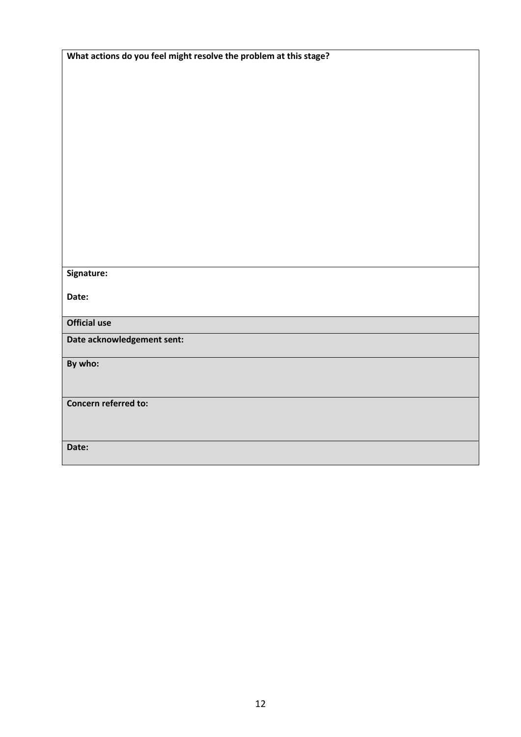| **What actions do you feel might resolve the problem at this stage?** |
| --- |
| |
| **Signature:**<br><br>**Date:** |
| **Official use** |
| **Date acknowledgement sent:** |
| **By who:** |
| **Concern referred to:** |
| **Date:** |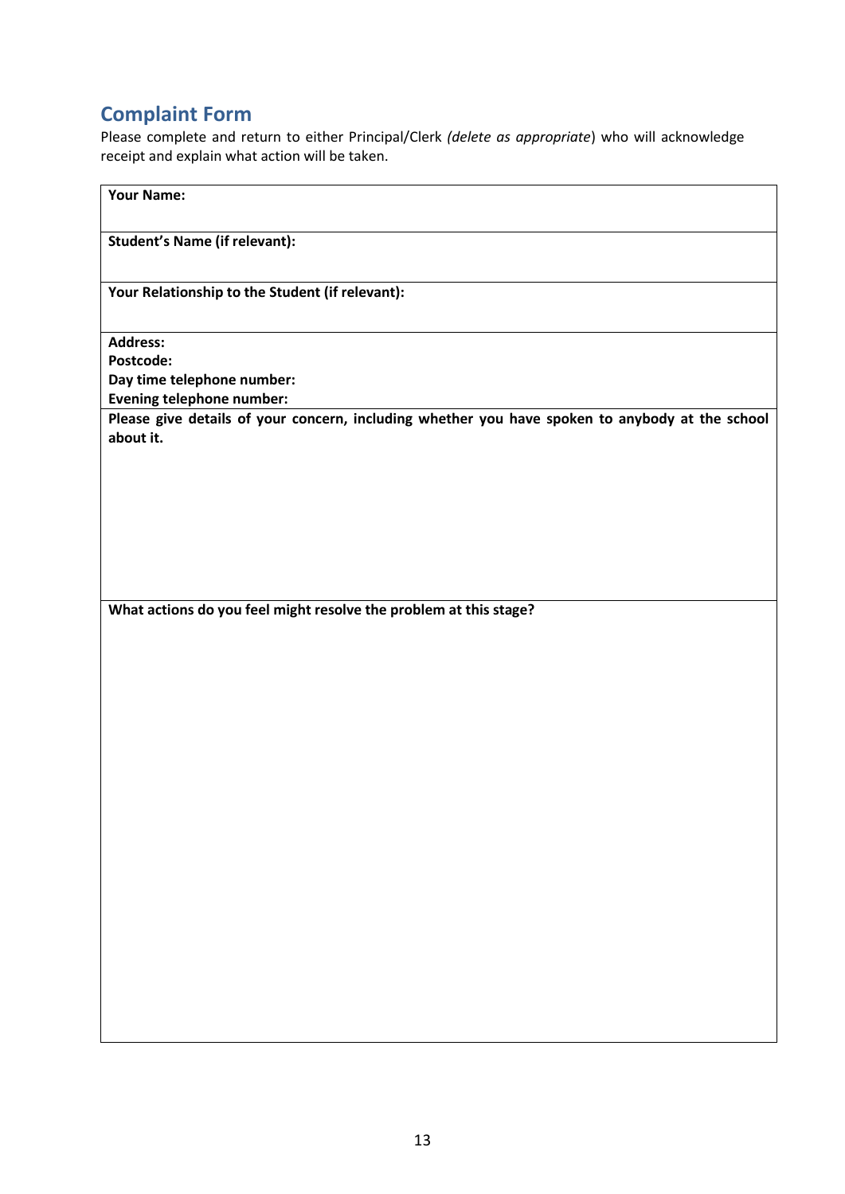## Complaint Form

Please complete and return to either Principal/Clerk *(delete as appropriate*) who will acknowledge receipt and explain what action will be taken.

| **Your Name:** |
|---|
| **Student's Name (if relevant):** |
| **Your Relationship to the Student (if relevant):** |
| **Address:**<br>**Postcode:**<br>**Day time telephone number:**<br>**Evening telephone number:** |
| **Please give details of your concern, including whether you have spoken to anybody at the school about it.** |
| **What actions do you feel might resolve the problem at this stage?** |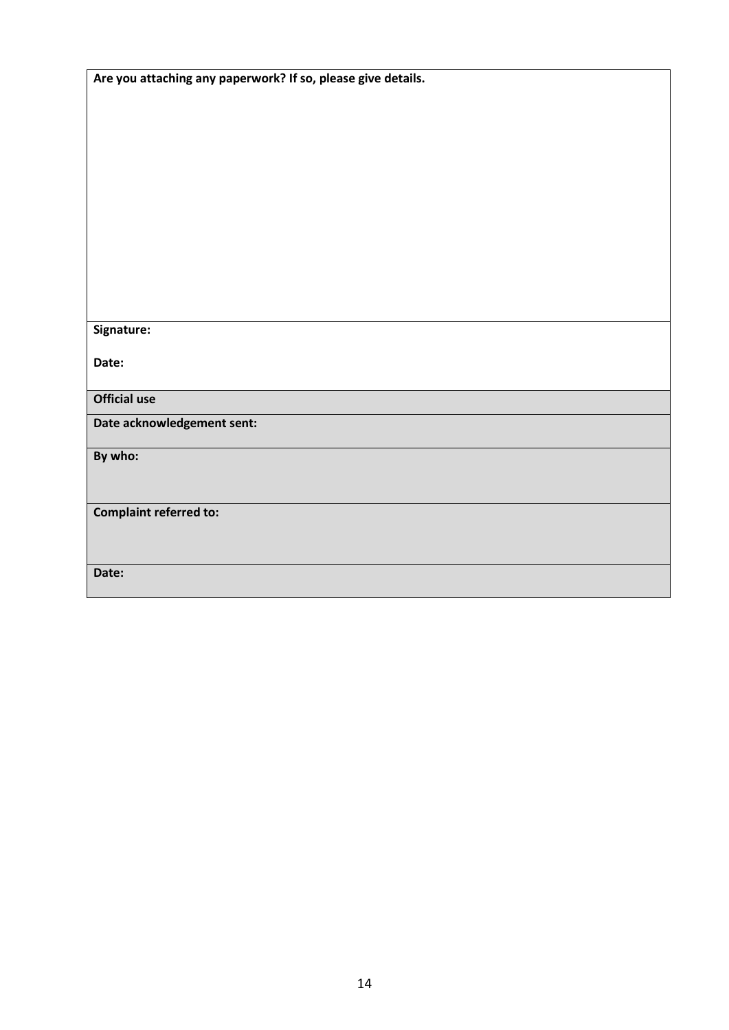| **Are you attaching any paperwork? If so, please give details.** |
|---|
| **Signature:**<br><br>**Date:** |
| **Official use** |
| **Date acknowledgement sent:** |
| **By who:** |
| **Complaint referred to:** |
| **Date:** |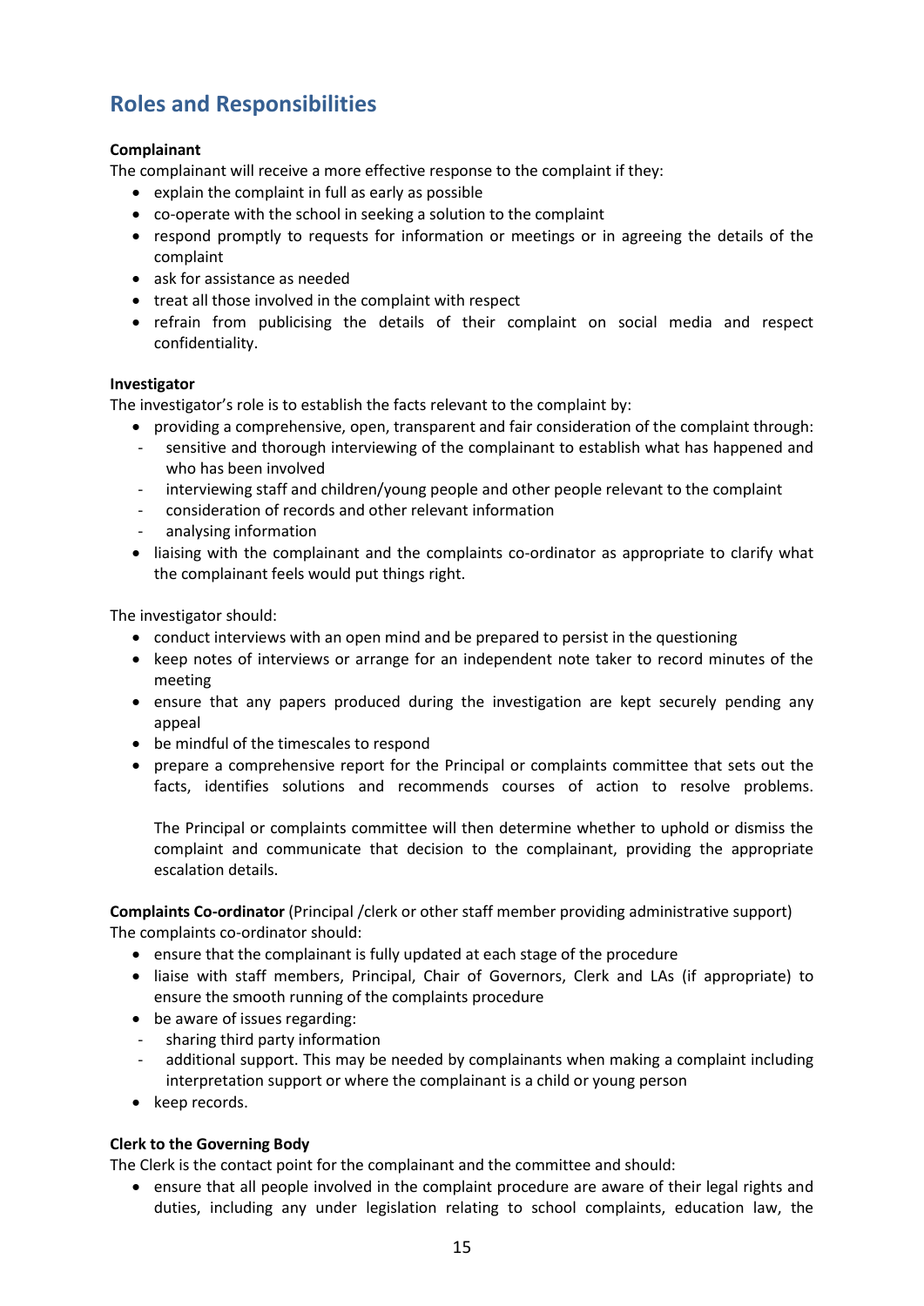## Roles and Responsibilities

**Complainant**

The complainant will receive a more effective response to the complaint if they:

- explain the complaint in full as early as possible
- co-operate with the school in seeking a solution to the complaint
- respond promptly to requests for information or meetings or in agreeing the details of the complaint
- ask for assistance as needed
- treat all those involved in the complaint with respect
- refrain from publicising the details of their complaint on social media and respect confidentiality.

**Investigator**

The investigator's role is to establish the facts relevant to the complaint by:

- providing a comprehensive, open, transparent and fair consideration of the complaint through:
  - sensitive and thorough interviewing of the complainant to establish what has happened and who has been involved
  - interviewing staff and children/young people and other people relevant to the complaint
  - consideration of records and other relevant information
  - analysing information
- liaising with the complainant and the complaints co-ordinator as appropriate to clarify what the complainant feels would put things right.

The investigator should:

- conduct interviews with an open mind and be prepared to persist in the questioning
- keep notes of interviews or arrange for an independent note taker to record minutes of the meeting
- ensure that any papers produced during the investigation are kept securely pending any appeal
- be mindful of the timescales to respond
- prepare a comprehensive report for the Principal or complaints committee that sets out the facts, identifies solutions and recommends courses of action to resolve problems.

  The Principal or complaints committee will then determine whether to uphold or dismiss the complaint and communicate that decision to the complainant, providing the appropriate escalation details.

**Complaints Co-ordinator** (Principal /clerk or other staff member providing administrative support)

The complaints co-ordinator should:

- ensure that the complainant is fully updated at each stage of the procedure
- liaise with staff members, Principal, Chair of Governors, Clerk and LAs (if appropriate) to ensure the smooth running of the complaints procedure
- be aware of issues regarding:
  - sharing third party information
  - additional support. This may be needed by complainants when making a complaint including interpretation support or where the complainant is a child or young person
- keep records.

**Clerk to the Governing Body**

The Clerk is the contact point for the complainant and the committee and should:

- ensure that all people involved in the complaint procedure are aware of their legal rights and duties, including any under legislation relating to school complaints, education law, the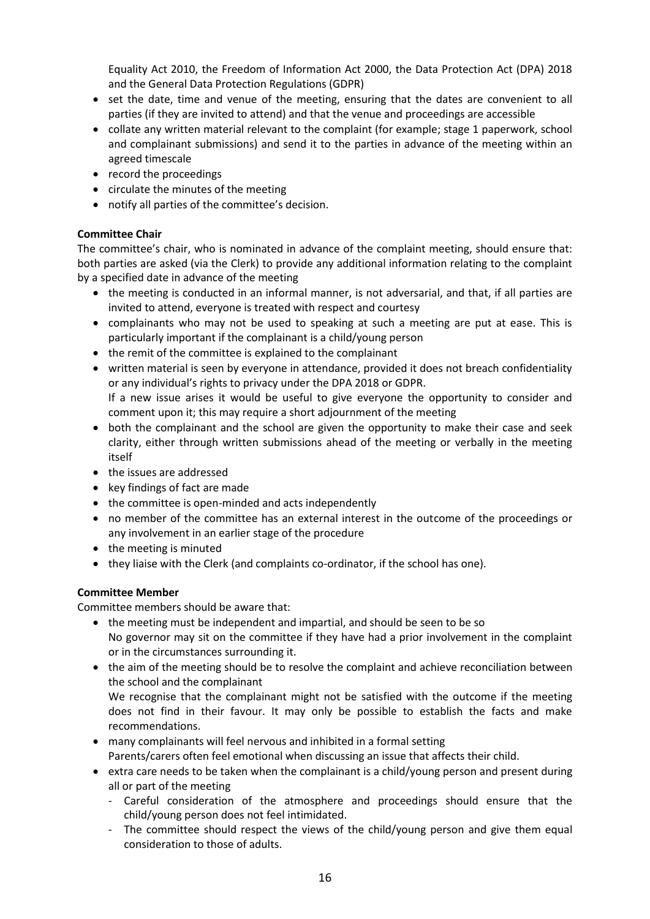Equality Act 2010, the Freedom of Information Act 2000, the Data Protection Act (DPA) 2018 and the General Data Protection Regulations (GDPR)

- set the date, time and venue of the meeting, ensuring that the dates are convenient to all parties (if they are invited to attend) and that the venue and proceedings are accessible
- collate any written material relevant to the complaint (for example; stage 1 paperwork, school and complainant submissions) and send it to the parties in advance of the meeting within an agreed timescale
- record the proceedings
- circulate the minutes of the meeting
- notify all parties of the committee's decision.

**Committee Chair**

The committee's chair, who is nominated in advance of the complaint meeting, should ensure that: both parties are asked (via the Clerk) to provide any additional information relating to the complaint by a specified date in advance of the meeting

- the meeting is conducted in an informal manner, is not adversarial, and that, if all parties are invited to attend, everyone is treated with respect and courtesy
- complainants who may not be used to speaking at such a meeting are put at ease. This is particularly important if the complainant is a child/young person
- the remit of the committee is explained to the complainant
- written material is seen by everyone in attendance, provided it does not breach confidentiality or any individual's rights to privacy under the DPA 2018 or GDPR.
  If a new issue arises it would be useful to give everyone the opportunity to consider and comment upon it; this may require a short adjournment of the meeting
- both the complainant and the school are given the opportunity to make their case and seek clarity, either through written submissions ahead of the meeting or verbally in the meeting itself
- the issues are addressed
- key findings of fact are made
- the committee is open-minded and acts independently
- no member of the committee has an external interest in the outcome of the proceedings or any involvement in an earlier stage of the procedure
- the meeting is minuted
- they liaise with the Clerk (and complaints co-ordinator, if the school has one).

**Committee Member**

Committee members should be aware that:

- the meeting must be independent and impartial, and should be seen to be so
  No governor may sit on the committee if they have had a prior involvement in the complaint or in the circumstances surrounding it.
- the aim of the meeting should be to resolve the complaint and achieve reconciliation between the school and the complainant
  We recognise that the complainant might not be satisfied with the outcome if the meeting does not find in their favour. It may only be possible to establish the facts and make recommendations.
- many complainants will feel nervous and inhibited in a formal setting
  Parents/carers often feel emotional when discussing an issue that affects their child.
- extra care needs to be taken when the complainant is a child/young person and present during all or part of the meeting
  - Careful consideration of the atmosphere and proceedings should ensure that the child/young person does not feel intimidated.
  - The committee should respect the views of the child/young person and give them equal consideration to those of adults.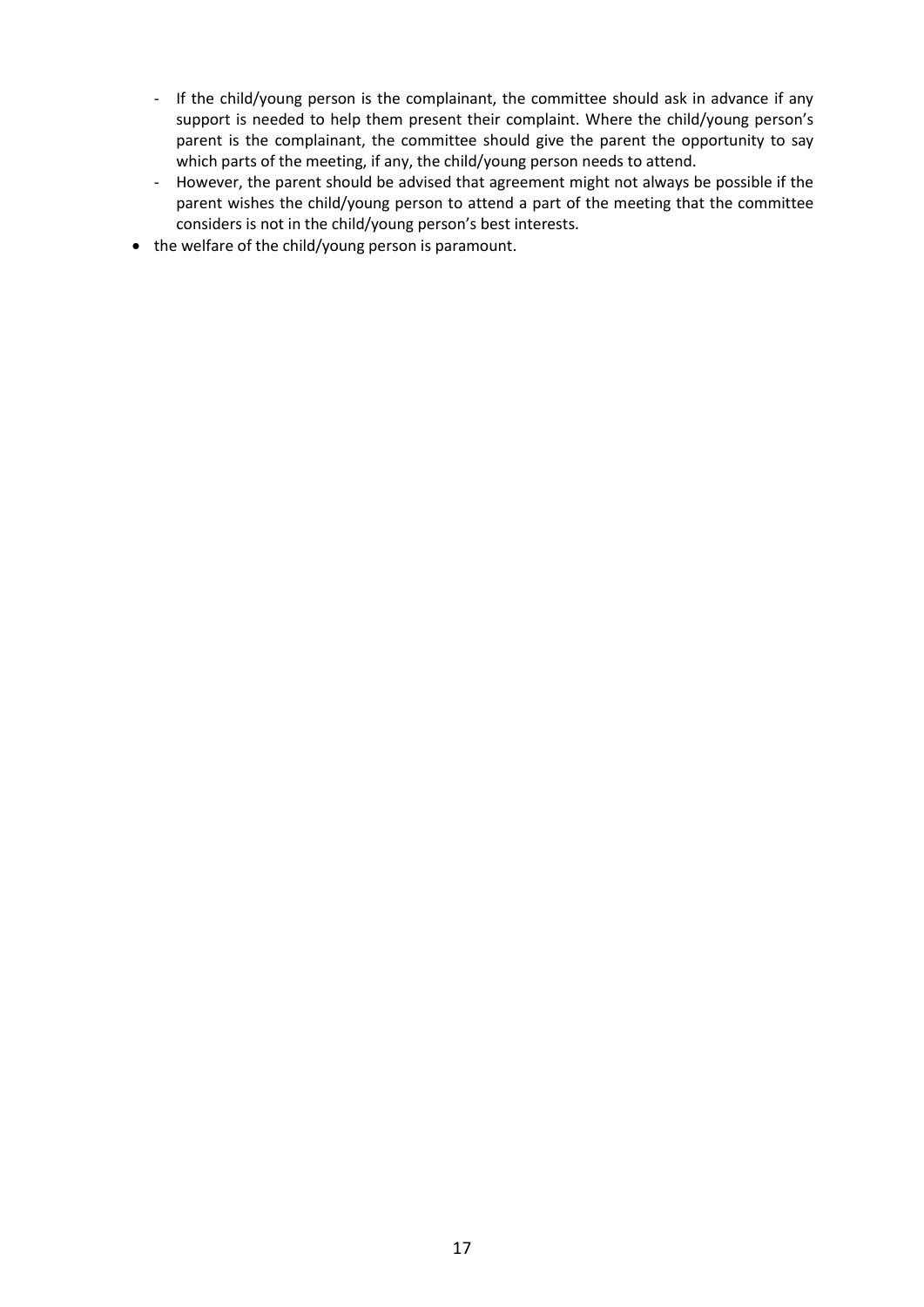- If the child/young person is the complainant, the committee should ask in advance if any support is needed to help them present their complaint. Where the child/young person's parent is the complainant, the committee should give the parent the opportunity to say which parts of the meeting, if any, the child/young person needs to attend.
  - However, the parent should be advised that agreement might not always be possible if the parent wishes the child/young person to attend a part of the meeting that the committee considers is not in the child/young person's best interests.
- the welfare of the child/young person is paramount.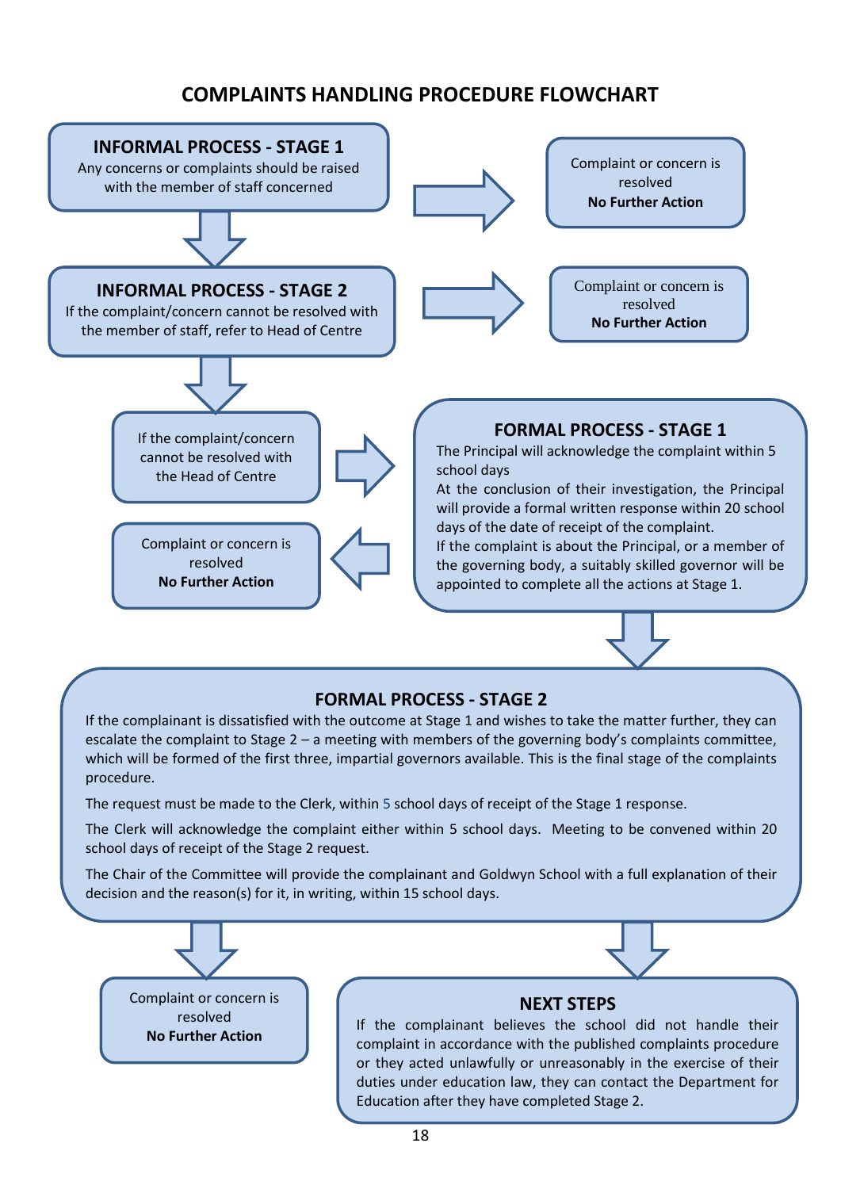# COMPLAINTS HANDLING PROCEDURE FLOWCHART

## INFORMAL PROCESS - STAGE 1

Any concerns or complaints should be raised with the member of staff concerned

Complaint or concern is resolved
**No Further Action**

## INFORMAL PROCESS - STAGE 2

If the complaint/concern cannot be resolved with the member of staff, refer to Head of Centre

Complaint or concern is resolved
**No Further Action**

If the complaint/concern cannot be resolved with the Head of Centre

## FORMAL PROCESS - STAGE 1

The Principal will acknowledge the complaint within 5 school days

At the conclusion of their investigation, the Principal will provide a formal written response within 20 school days of the date of receipt of the complaint.

If the complaint is about the Principal, or a member of the governing body, a suitably skilled governor will be appointed to complete all the actions at Stage 1.

Complaint or concern is resolved
**No Further Action**

## FORMAL PROCESS - STAGE 2

If the complainant is dissatisfied with the outcome at Stage 1 and wishes to take the matter further, they can escalate the complaint to Stage 2 – a meeting with members of the governing body's complaints committee, which will be formed of the first three, impartial governors available. This is the final stage of the complaints procedure.

The request must be made to the Clerk, within 5 school days of receipt of the Stage 1 response.

The Clerk will acknowledge the complaint either within 5 school days. Meeting to be convened within 20 school days of receipt of the Stage 2 request.

The Chair of the Committee will provide the complainant and Goldwyn School with a full explanation of their decision and the reason(s) for it, in writing, within 15 school days.

Complaint or concern is resolved
**No Further Action**

## NEXT STEPS

If the complainant believes the school did not handle their complaint in accordance with the published complaints procedure or they acted unlawfully or unreasonably in the exercise of their duties under education law, they can contact the Department for Education after they have completed Stage 2.